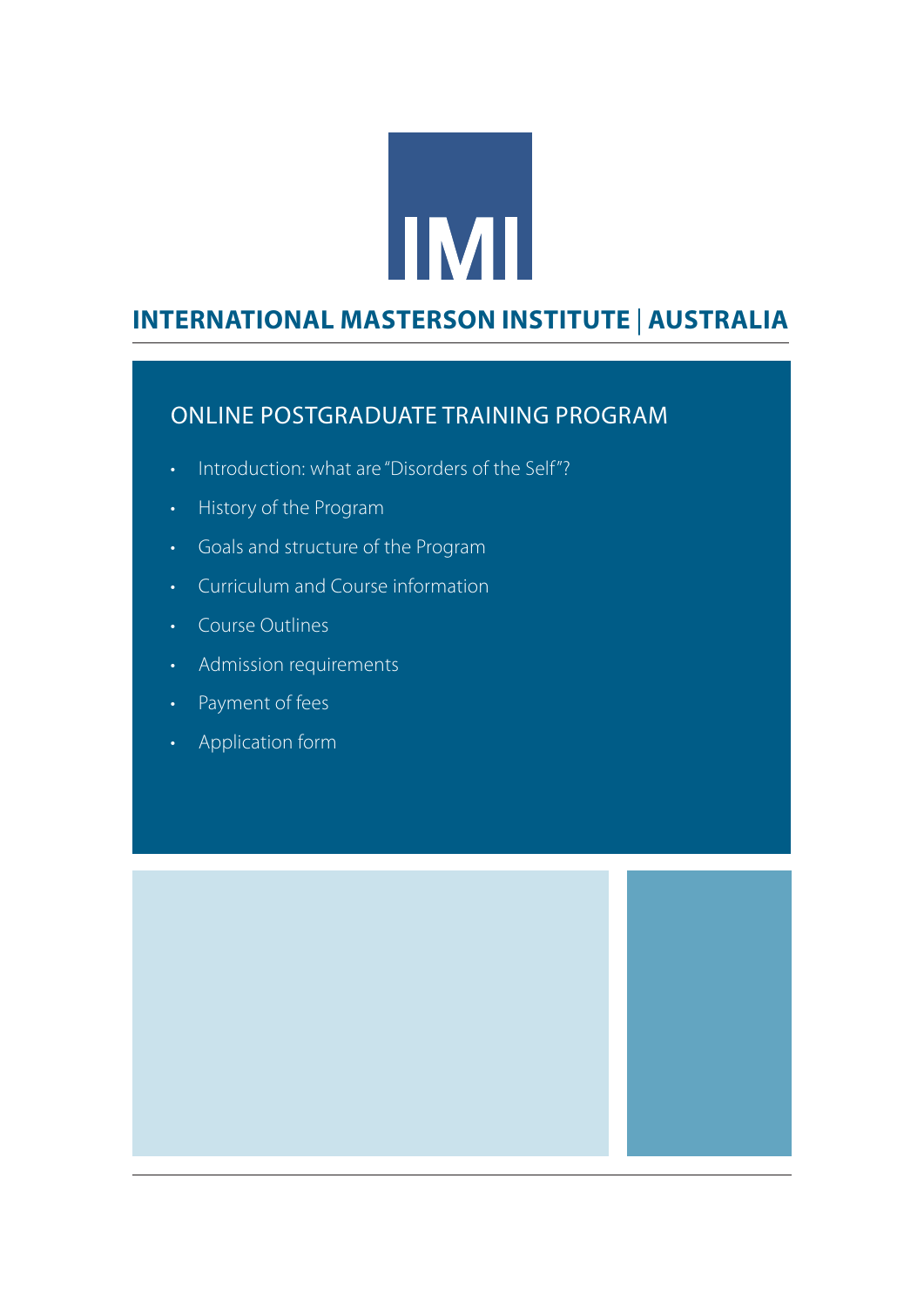IMI

# INTERNATIONAL MASTERSON INSTITUTE | AUSTRALIA

## ONLINE POSTGRADUATE TRAINING PROGRAM

- Introduction: what are "Disorders of the Self"?
- History of the Program
- Goals and structure of the Program
- Curriculum and Course information
- Course Outlines
- Admission requirements
- Payment of fees
- Application form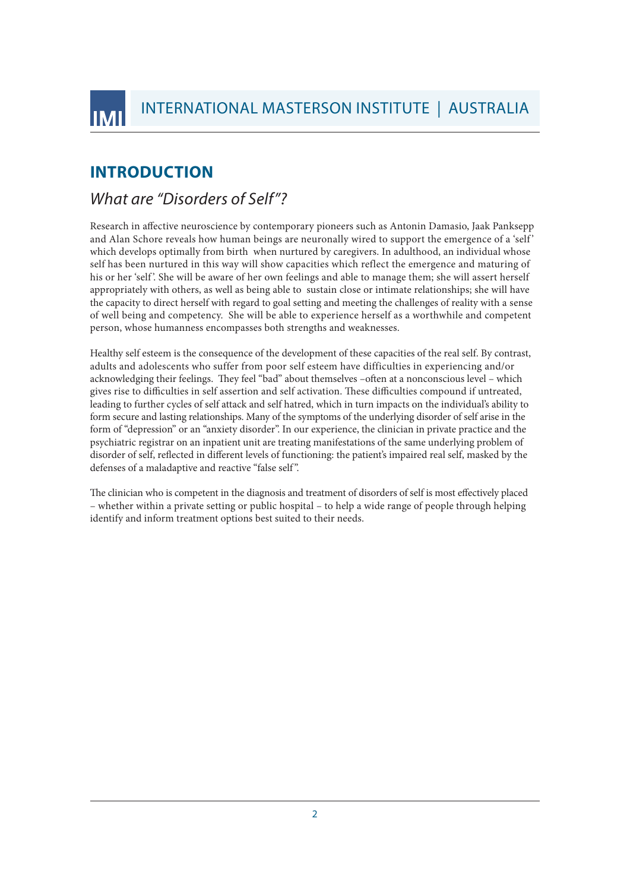## INTRODUCTION

### *What are "Disorders of Self"?*

Research in affective neuroscience by contemporary pioneers such as Antonin Damasio, Jaak Panksepp and Alan Schore reveals how human beings are neuronally wired to support the emergence of a 'self' which develops optimally from birth when nurtured by caregivers. In adulthood, an individual whose self has been nurtured in this way will show capacities which reflect the emergence and maturing of his or her 'self'. She will be aware of her own feelings and able to manage them; she will assert herself appropriately with others, as well as being able to sustain close or intimate relationships; she will have the capacity to direct herself with regard to goal setting and meeting the challenges of reality with a sense of well being and competency. She will be able to experience herself as a worthwhile and competent person, whose humanness encompasses both strengths and weaknesses.

Healthy self esteem is the consequence of the development of these capacities of the real self. By contrast, adults and adolescents who suffer from poor self esteem have difficulties in experiencing and/or acknowledging their feelings. They feel "bad" about themselves –often at a nonconscious level – which gives rise to difficulties in self assertion and self activation. These difficulties compound if untreated, leading to further cycles of self attack and self hatred, which in turn impacts on the individual's ability to form secure and lasting relationships. Many of the symptoms of the underlying disorder of self arise in the form of "depression" or an "anxiety disorder". In our experience, the clinician in private practice and the psychiatric registrar on an inpatient unit are treating manifestations of the same underlying problem of disorder of self, reflected in different levels of functioning: the patient's impaired real self, masked by the defenses of a maladaptive and reactive "false self".

The clinician who is competent in the diagnosis and treatment of disorders of self is most effectively placed – whether within a private setting or public hospital – to help a wide range of people through helping identify and inform treatment options best suited to their needs.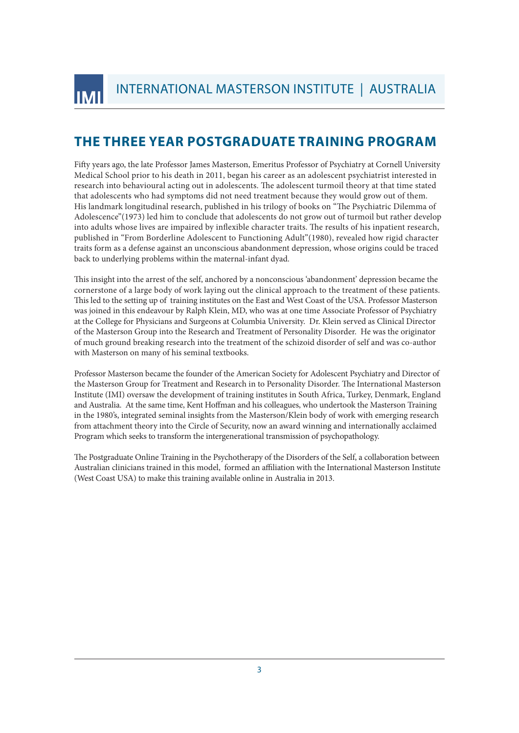## THE THREE YEAR POSTGRADUATE TRAINING PROGRAM

Fifty years ago, the late Professor James Masterson, Emeritus Professor of Psychiatry at Cornell University Medical School prior to his death in 2011, began his career as an adolescent psychiatrist interested in research into behavioural acting out in adolescents. The adolescent turmoil theory at that time stated that adolescents who had symptoms did not need treatment because they would grow out of them. His landmark longitudinal research, published in his trilogy of books on "The Psychiatric Dilemma of Adolescence"(1973) led him to conclude that adolescents do not grow out of turmoil but rather develop into adults whose lives are impaired by inflexible character traits. The results of his inpatient research, published in "From Borderline Adolescent to Functioning Adult"(1980), revealed how rigid character traits form as a defense against an unconscious abandonment depression, whose origins could be traced back to underlying problems within the maternal-infant dyad.

This insight into the arrest of the self, anchored by a nonconscious 'abandonment' depression became the cornerstone of a large body of work laying out the clinical approach to the treatment of these patients. This led to the setting up of training institutes on the East and West Coast of the USA. Professor Masterson was joined in this endeavour by Ralph Klein, MD, who was at one time Associate Professor of Psychiatry at the College for Physicians and Surgeons at Columbia University. Dr. Klein served as Clinical Director of the Masterson Group into the Research and Treatment of Personality Disorder. He was the originator of much ground breaking research into the treatment of the schizoid disorder of self and was co-author with Masterson on many of his seminal textbooks.

Professor Masterson became the founder of the American Society for Adolescent Psychiatry and Director of the Masterson Group for Treatment and Research in to Personality Disorder. The International Masterson Institute (IMI) oversaw the development of training institutes in South Africa, Turkey, Denmark, England and Australia. At the same time, Kent Hoffman and his colleagues, who undertook the Masterson Training in the 1980's, integrated seminal insights from the Masterson/Klein body of work with emerging research from attachment theory into the Circle of Security, now an award winning and internationally acclaimed Program which seeks to transform the intergenerational transmission of psychopathology.

The Postgraduate Online Training in the Psychotherapy of the Disorders of the Self, a collaboration between Australian clinicians trained in this model, formed an affiliation with the International Masterson Institute (West Coast USA) to make this training available online in Australia in 2013.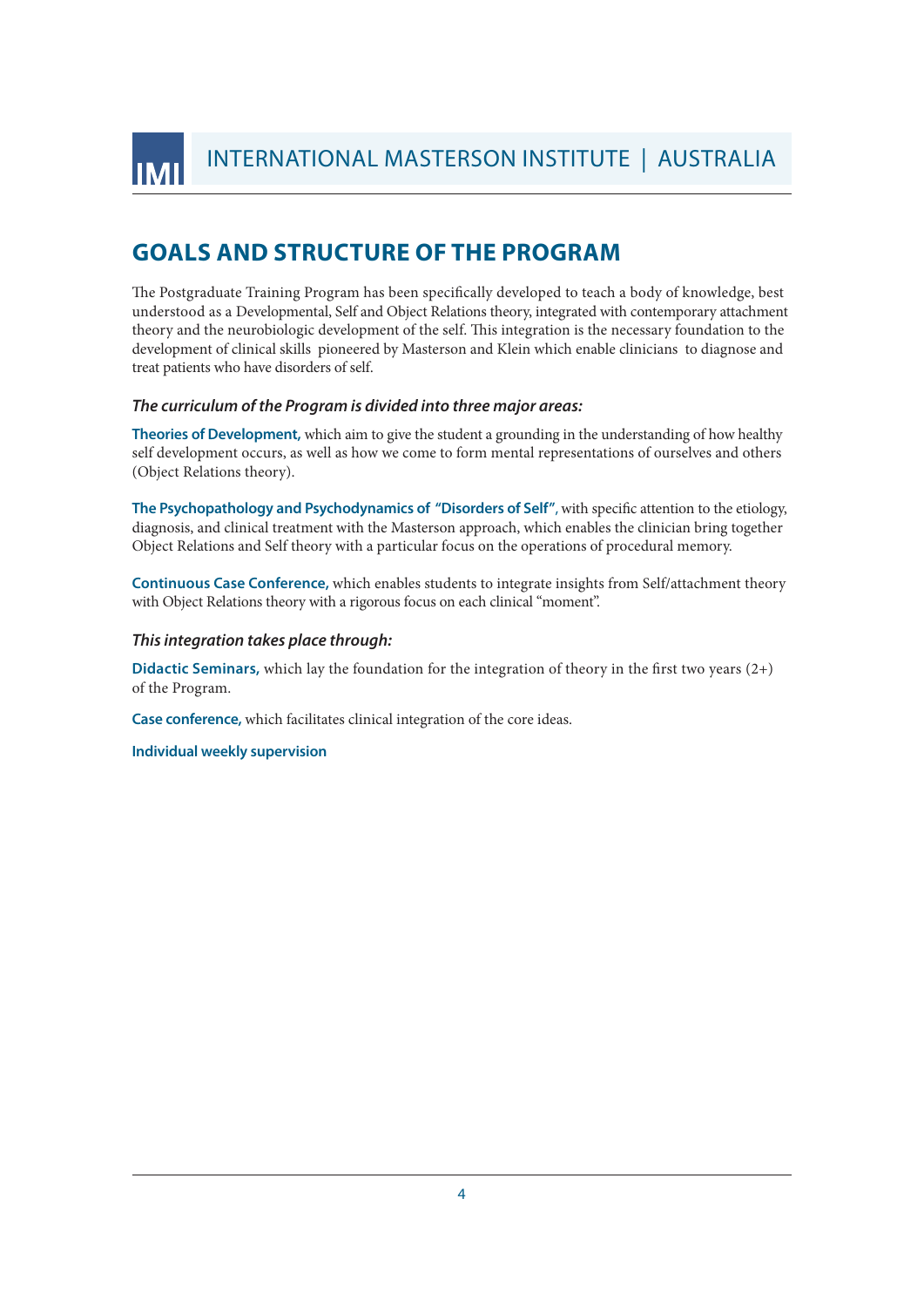## GOALS AND STRUCTURE OF THE PROGRAM

The Postgraduate Training Program has been specifically developed to teach a body of knowledge, best understood as a Developmental, Self and Object Relations theory, integrated with contemporary attachment theory and the neurobiologic development of the self. This integration is the necessary foundation to the development of clinical skills pioneered by Masterson and Klein which enable clinicians to diagnose and treat patients who have disorders of self.

***The curriculum of the Program is divided into three major areas:***

**Theories of Development,** which aim to give the student a grounding in the understanding of how healthy self development occurs, as well as how we come to form mental representations of ourselves and others (Object Relations theory).

**The Psychopathology and Psychodynamics of "Disorders of Self",** with specific attention to the etiology, diagnosis, and clinical treatment with the Masterson approach, which enables the clinician bring together Object Relations and Self theory with a particular focus on the operations of procedural memory.

**Continuous Case Conference,** which enables students to integrate insights from Self/attachment theory with Object Relations theory with a rigorous focus on each clinical "moment".

***This integration takes place through:***

**Didactic Seminars,** which lay the foundation for the integration of theory in the first two years (2+) of the Program.

**Case conference,** which facilitates clinical integration of the core ideas.

**Individual weekly supervision**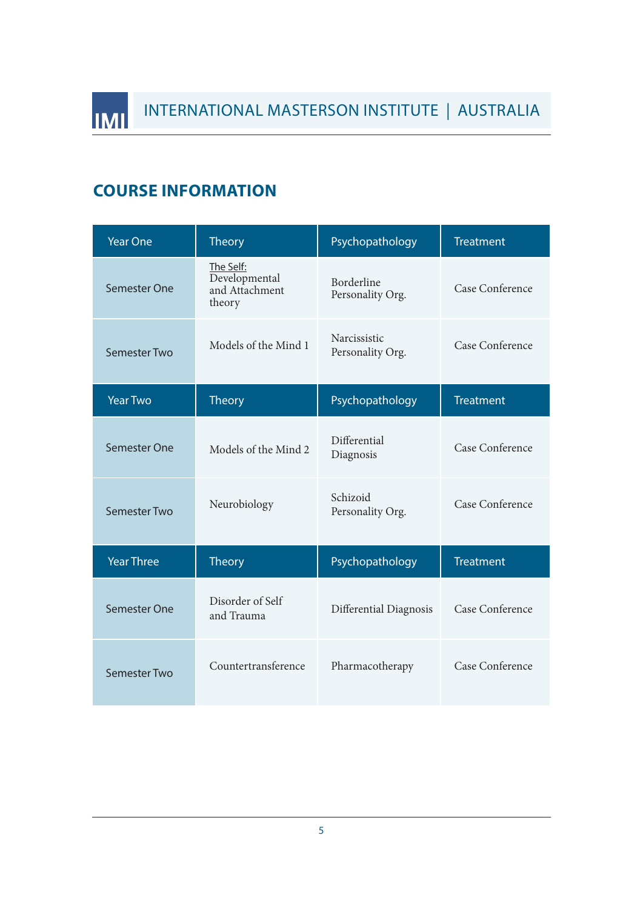## COURSE INFORMATION

| Year One | Theory | Psychopathology | Treatment |
|---|---|---|---|
| Semester One | The Self: Developmental and Attachment theory | Borderline Personality Org. | Case Conference |
| Semester Two | Models of the Mind 1 | Narcissistic Personality Org. | Case Conference |
| **Year Two** | **Theory** | **Psychopathology** | **Treatment** |
| Semester One | Models of the Mind 2 | Differential Diagnosis | Case Conference |
| Semester Two | Neurobiology | Schizoid Personality Org. | Case Conference |
| **Year Three** | **Theory** | **Psychopathology** | **Treatment** |
| Semester One | Disorder of Self and Trauma | Differential Diagnosis | Case Conference |
| Semester Two | Countertransference | Pharmacotherapy | Case Conference |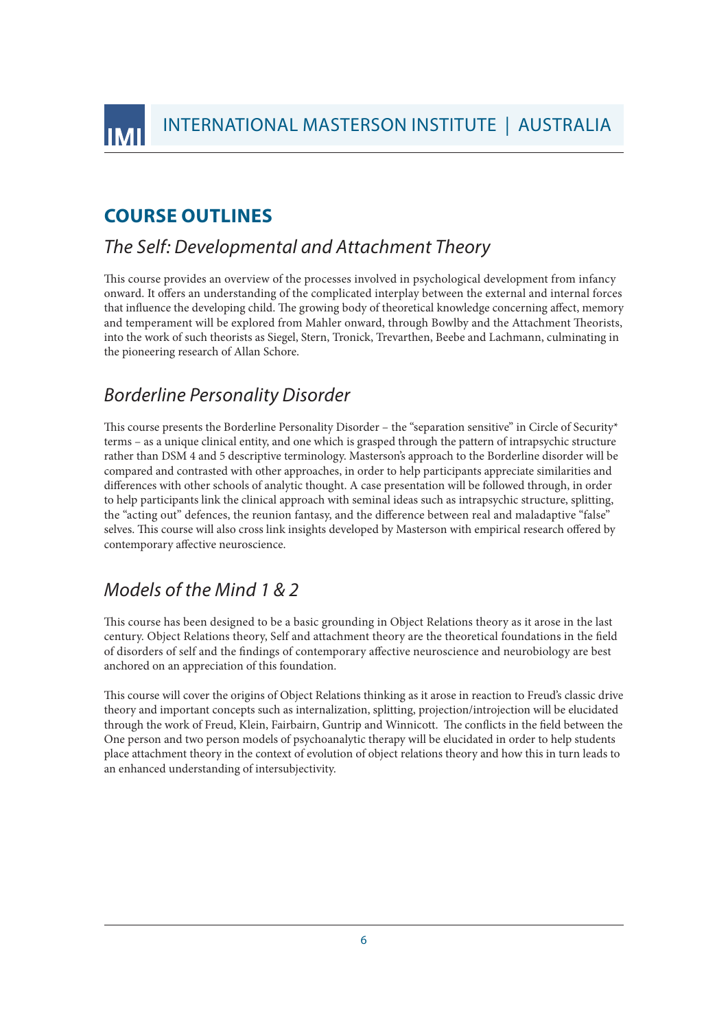## COURSE OUTLINES

### *The Self: Developmental and Attachment Theory*

This course provides an overview of the processes involved in psychological development from infancy onward. It offers an understanding of the complicated interplay between the external and internal forces that influence the developing child. The growing body of theoretical knowledge concerning affect, memory and temperament will be explored from Mahler onward, through Bowlby and the Attachment Theorists, into the work of such theorists as Siegel, Stern, Tronick, Trevarthen, Beebe and Lachmann, culminating in the pioneering research of Allan Schore.

### *Borderline Personality Disorder*

This course presents the Borderline Personality Disorder – the "separation sensitive" in Circle of Security* terms – as a unique clinical entity, and one which is grasped through the pattern of intrapsychic structure rather than DSM 4 and 5 descriptive terminology. Masterson's approach to the Borderline disorder will be compared and contrasted with other approaches, in order to help participants appreciate similarities and differences with other schools of analytic thought. A case presentation will be followed through, in order to help participants link the clinical approach with seminal ideas such as intrapsychic structure, splitting, the "acting out" defences, the reunion fantasy, and the difference between real and maladaptive "false" selves. This course will also cross link insights developed by Masterson with empirical research offered by contemporary affective neuroscience.

### *Models of the Mind 1 & 2*

This course has been designed to be a basic grounding in Object Relations theory as it arose in the last century. Object Relations theory, Self and attachment theory are the theoretical foundations in the field of disorders of self and the findings of contemporary affective neuroscience and neurobiology are best anchored on an appreciation of this foundation.

This course will cover the origins of Object Relations thinking as it arose in reaction to Freud's classic drive theory and important concepts such as internalization, splitting, projection/introjection will be elucidated through the work of Freud, Klein, Fairbairn, Guntrip and Winnicott. The conflicts in the field between the One person and two person models of psychoanalytic therapy will be elucidated in order to help students place attachment theory in the context of evolution of object relations theory and how this in turn leads to an enhanced understanding of intersubjectivity.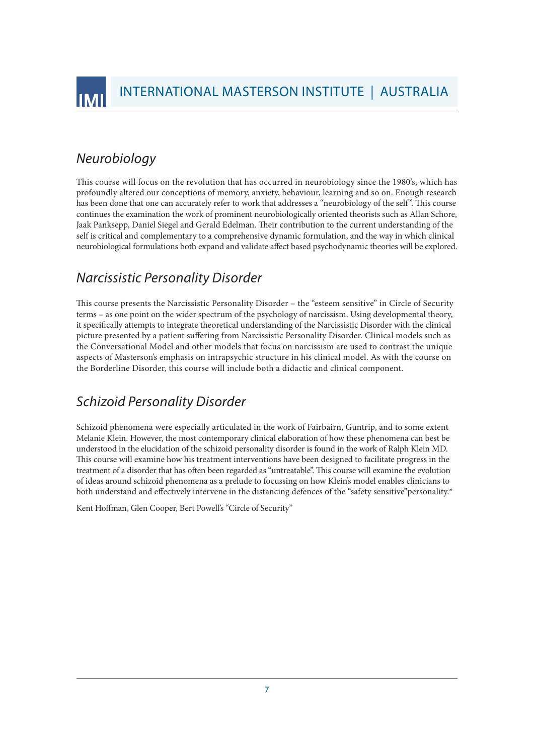## *Neurobiology*

This course will focus on the revolution that has occurred in neurobiology since the 1980's, which has profoundly altered our conceptions of memory, anxiety, behaviour, learning and so on. Enough research has been done that one can accurately refer to work that addresses a "neurobiology of the self". This course continues the examination the work of prominent neurobiologically oriented theorists such as Allan Schore, Jaak Panksepp, Daniel Siegel and Gerald Edelman. Their contribution to the current understanding of the self is critical and complementary to a comprehensive dynamic formulation, and the way in which clinical neurobiological formulations both expand and validate affect based psychodynamic theories will be explored.

## *Narcissistic Personality Disorder*

This course presents the Narcissistic Personality Disorder – the "esteem sensitive" in Circle of Security terms – as one point on the wider spectrum of the psychology of narcissism. Using developmental theory, it specifically attempts to integrate theoretical understanding of the Narcissistic Disorder with the clinical picture presented by a patient suffering from Narcissistic Personality Disorder. Clinical models such as the Conversational Model and other models that focus on narcissism are used to contrast the unique aspects of Masterson's emphasis on intrapsychic structure in his clinical model. As with the course on the Borderline Disorder, this course will include both a didactic and clinical component.

## *Schizoid Personality Disorder*

Schizoid phenomena were especially articulated in the work of Fairbairn, Guntrip, and to some extent Melanie Klein. However, the most contemporary clinical elaboration of how these phenomena can best be understood in the elucidation of the schizoid personality disorder is found in the work of Ralph Klein MD. This course will examine how his treatment interventions have been designed to facilitate progress in the treatment of a disorder that has often been regarded as "untreatable". This course will examine the evolution of ideas around schizoid phenomena as a prelude to focussing on how Klein's model enables clinicians to both understand and effectively intervene in the distancing defences of the "safety sensitive"personality.*

Kent Hoffman, Glen Cooper, Bert Powell's "Circle of Security"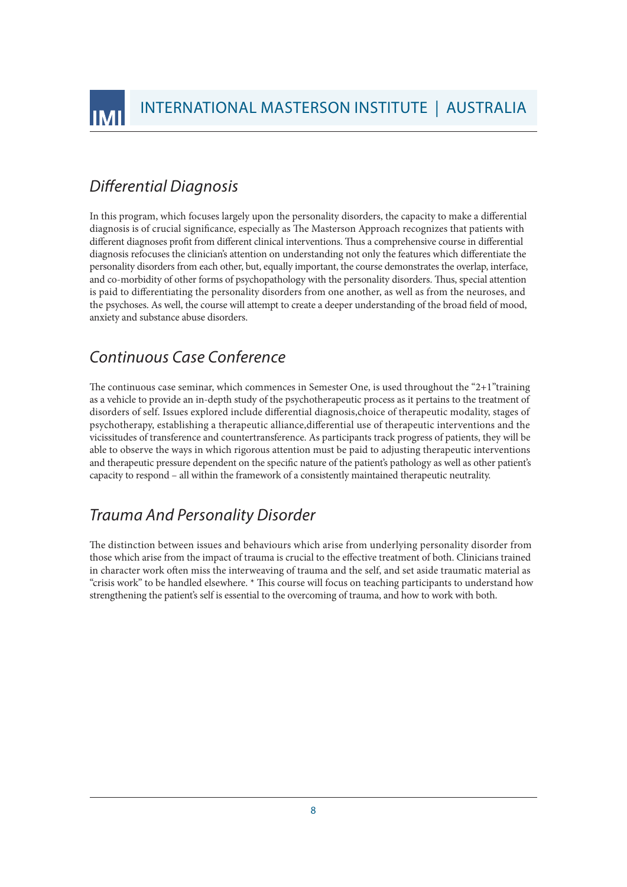## *Differential Diagnosis*

In this program, which focuses largely upon the personality disorders, the capacity to make a differential diagnosis is of crucial significance, especially as The Masterson Approach recognizes that patients with different diagnoses profit from different clinical interventions. Thus a comprehensive course in differential diagnosis refocuses the clinician's attention on understanding not only the features which differentiate the personality disorders from each other, but, equally important, the course demonstrates the overlap, interface, and co-morbidity of other forms of psychopathology with the personality disorders. Thus, special attention is paid to differentiating the personality disorders from one another, as well as from the neuroses, and the psychoses. As well, the course will attempt to create a deeper understanding of the broad field of mood, anxiety and substance abuse disorders.

## *Continuous Case Conference*

The continuous case seminar, which commences in Semester One, is used throughout the "2+1"training as a vehicle to provide an in-depth study of the psychotherapeutic process as it pertains to the treatment of disorders of self. Issues explored include differential diagnosis,choice of therapeutic modality, stages of psychotherapy, establishing a therapeutic alliance,differential use of therapeutic interventions and the vicissitudes of transference and countertransference. As participants track progress of patients, they will be able to observe the ways in which rigorous attention must be paid to adjusting therapeutic interventions and therapeutic pressure dependent on the specific nature of the patient's pathology as well as other patient's capacity to respond – all within the framework of a consistently maintained therapeutic neutrality.

## *Trauma And Personality Disorder*

The distinction between issues and behaviours which arise from underlying personality disorder from those which arise from the impact of trauma is crucial to the effective treatment of both. Clinicians trained in character work often miss the interweaving of trauma and the self, and set aside traumatic material as "crisis work" to be handled elsewhere. * This course will focus on teaching participants to understand how strengthening the patient's self is essential to the overcoming of trauma, and how to work with both.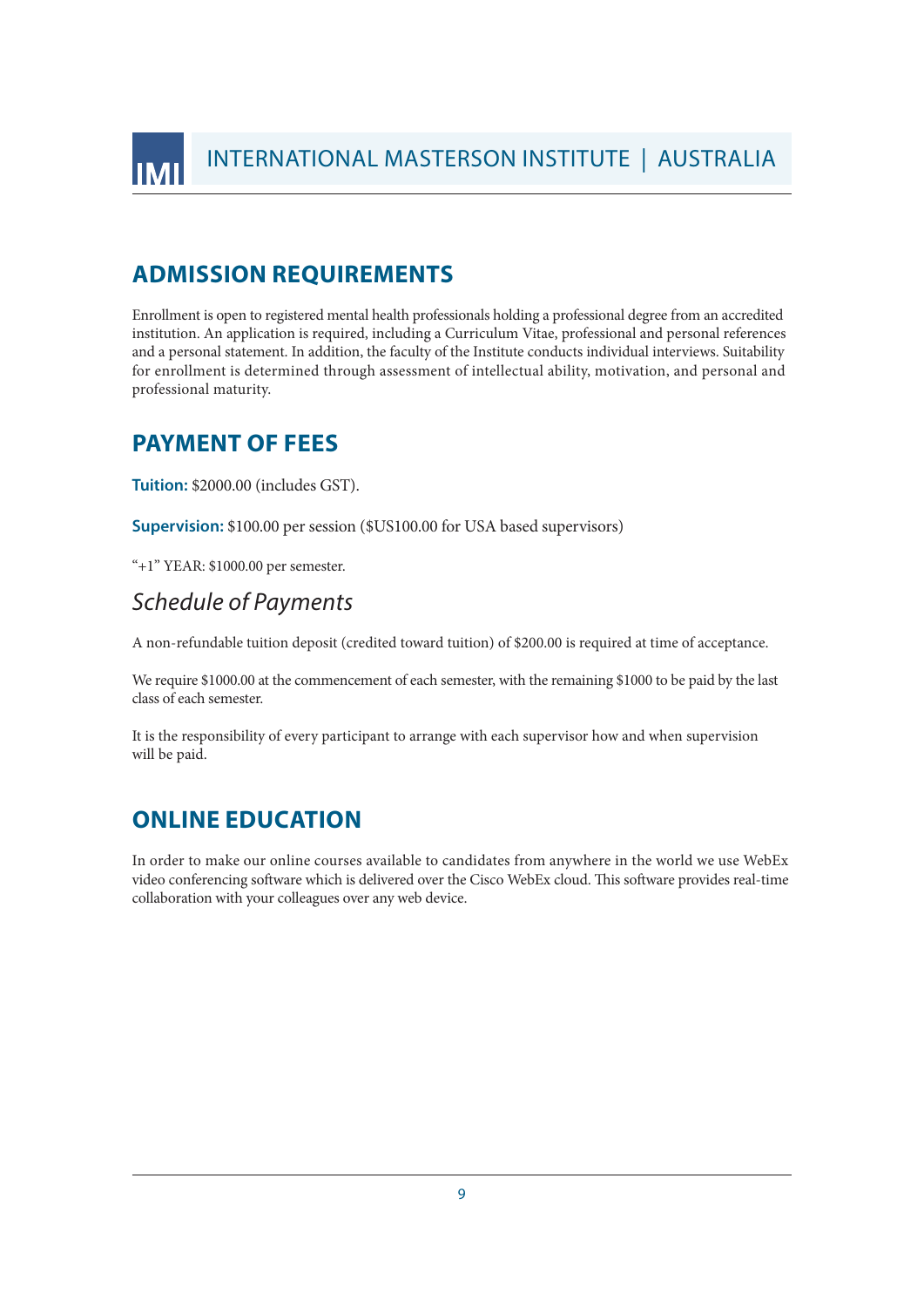## ADMISSION REQUIREMENTS

Enrollment is open to registered mental health professionals holding a professional degree from an accredited institution. An application is required, including a Curriculum Vitae, professional and personal references and a personal statement. In addition, the faculty of the Institute conducts individual interviews. Suitability for enrollment is determined through assessment of intellectual ability, motivation, and personal and professional maturity.

## PAYMENT OF FEES

**Tuition:** $2000.00 (includes GST).

**Supervision:** $100.00 per session ($US100.00 for USA based supervisors)

"+1" YEAR: $1000.00 per semester.

### *Schedule of Payments*

A non-refundable tuition deposit (credited toward tuition) of $200.00 is required at time of acceptance.

We require $1000.00 at the commencement of each semester, with the remaining $1000 to be paid by the last class of each semester.

It is the responsibility of every participant to arrange with each supervisor how and when supervision will be paid.

## ONLINE EDUCATION

In order to make our online courses available to candidates from anywhere in the world we use WebEx video conferencing software which is delivered over the Cisco WebEx cloud. This software provides real-time collaboration with your colleagues over any web device.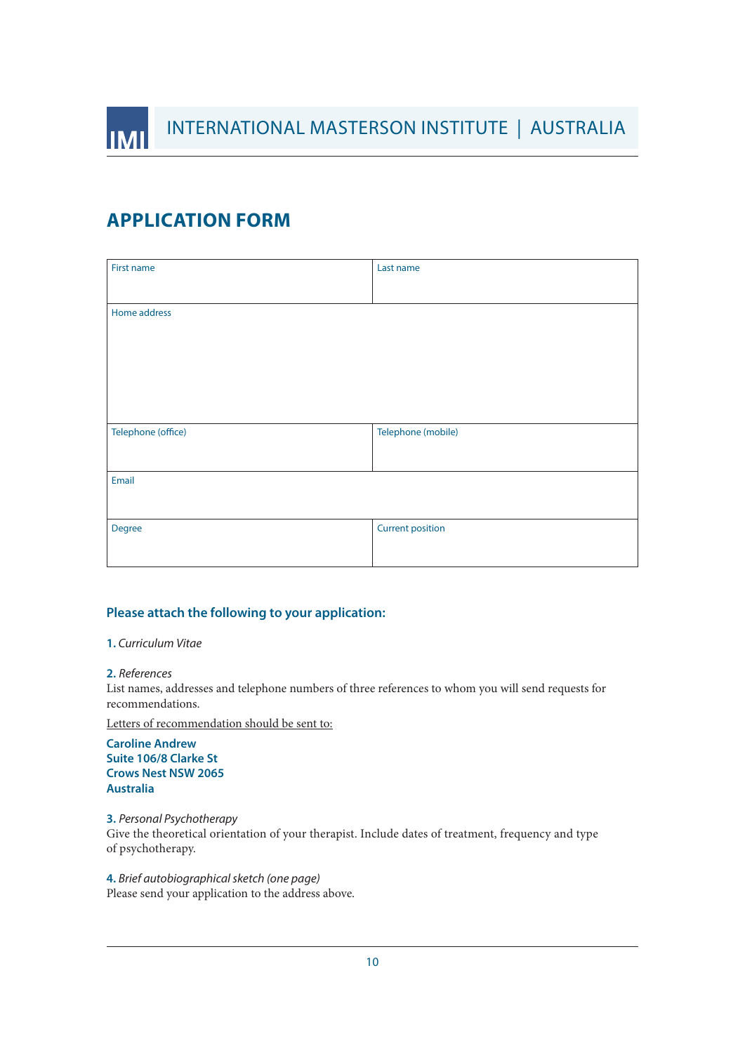IMI INTERNATIONAL MASTERSON INSTITUTE | AUSTRALIA

# APPLICATION FORM

| | |
|---|---|
| First name | Last name |
| Home address | |
| Telephone (office) | Telephone (mobile) |
| Email | |
| Degree | Current position |

### Please attach the following to your application:

**1.** *Curriculum Vitae*

**2.** *References*
List names, addresses and telephone numbers of three references to whom you will send requests for recommendations.

Letters of recommendation should be sent to:

**Caroline Andrew**
**Suite 106/8 Clarke St**
**Crows Nest NSW 2065**
**Australia**

**3.** *Personal Psychotherapy*
Give the theoretical orientation of your therapist. Include dates of treatment, frequency and type of psychotherapy.

**4.** *Brief autobiographical sketch (one page)*
Please send your application to the address above.